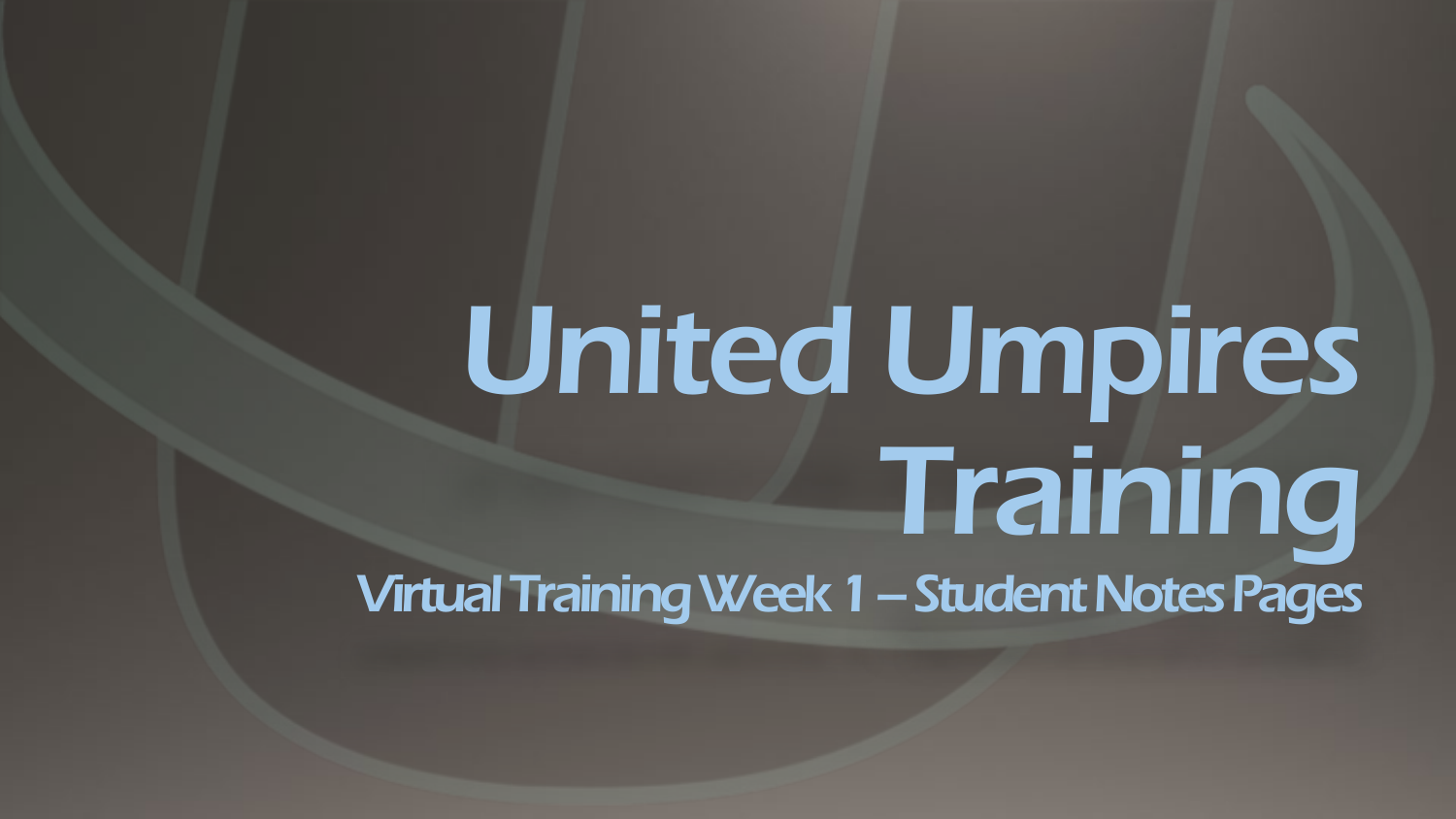# United Umpires Training

## Virtual Training Week 1 – Student Notes Pages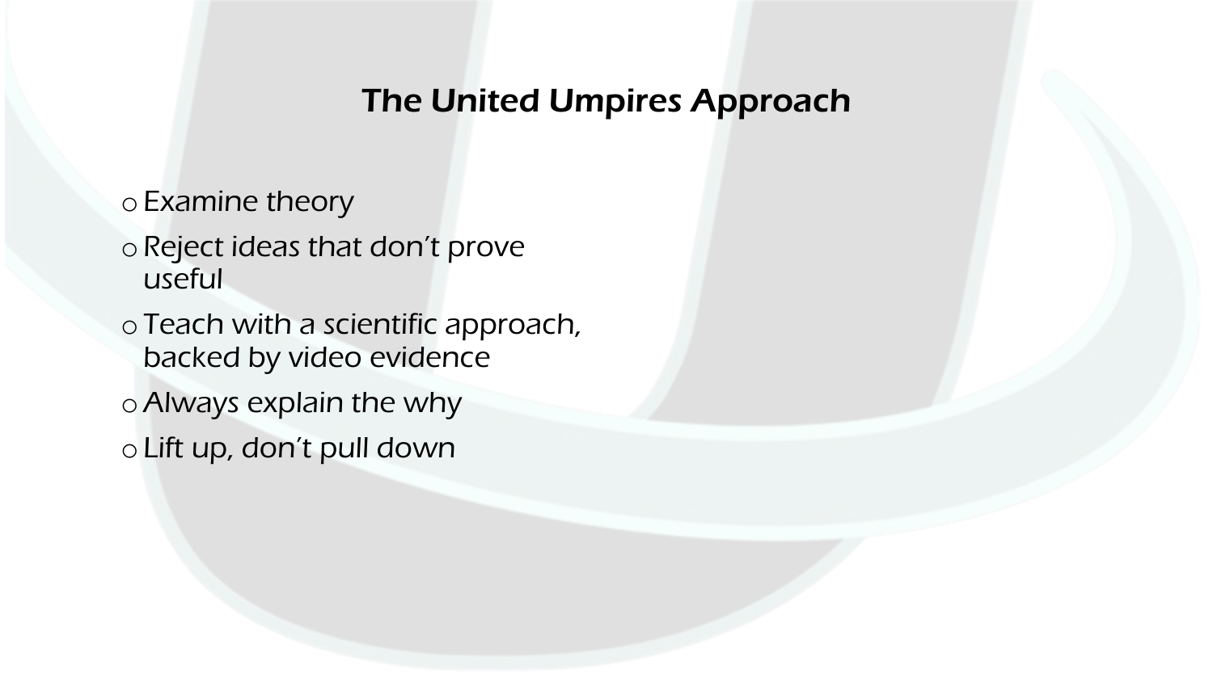## The United Umpires Approach

- Examine theory
- Reject ideas that don't prove useful
- Teach with a scientific approach, backed by video evidence
- Always explain the why
- Lift up, don't pull down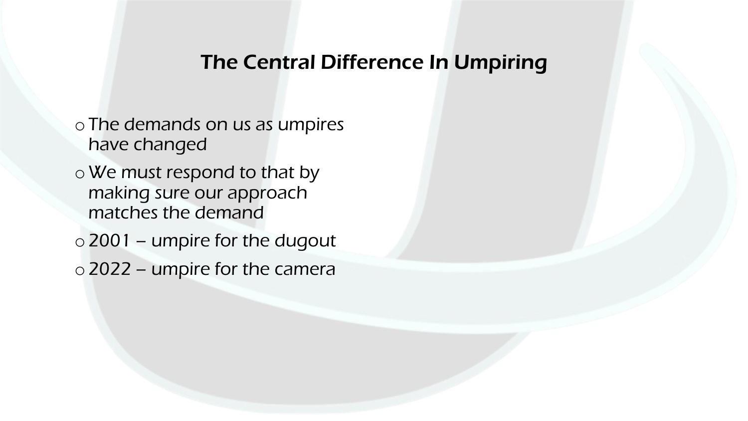## The Central Difference In Umpiring

- The demands on us as umpires have changed
- We must respond to that by making sure our approach matches the demand
- 2001 – umpire for the dugout
- 2022 – umpire for the camera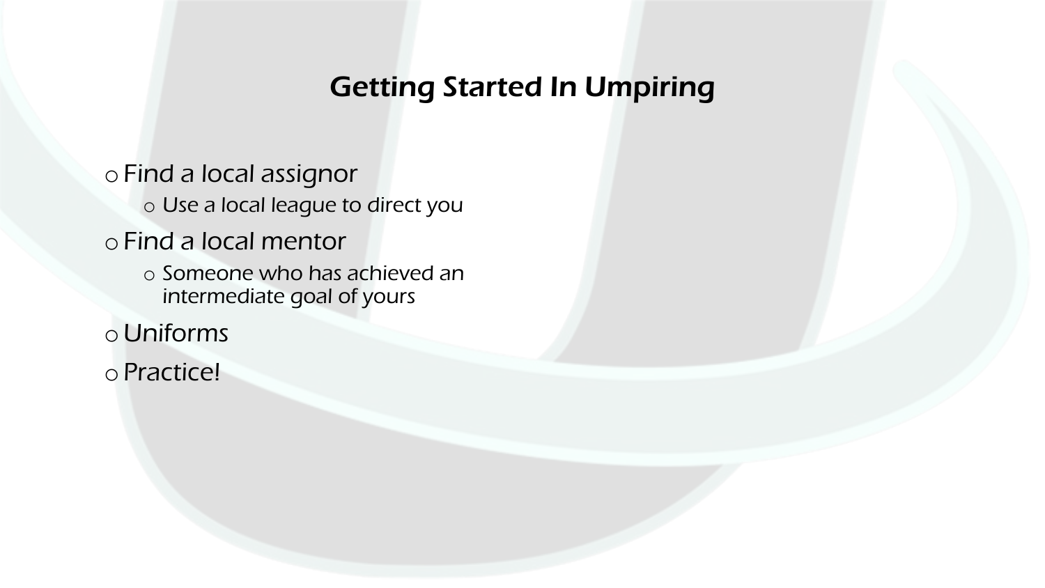## Getting Started In Umpiring

- Find a local assignor
  - Use a local league to direct you
- Find a local mentor
  - Someone who has achieved an intermediate goal of yours
- Uniforms
- Practice!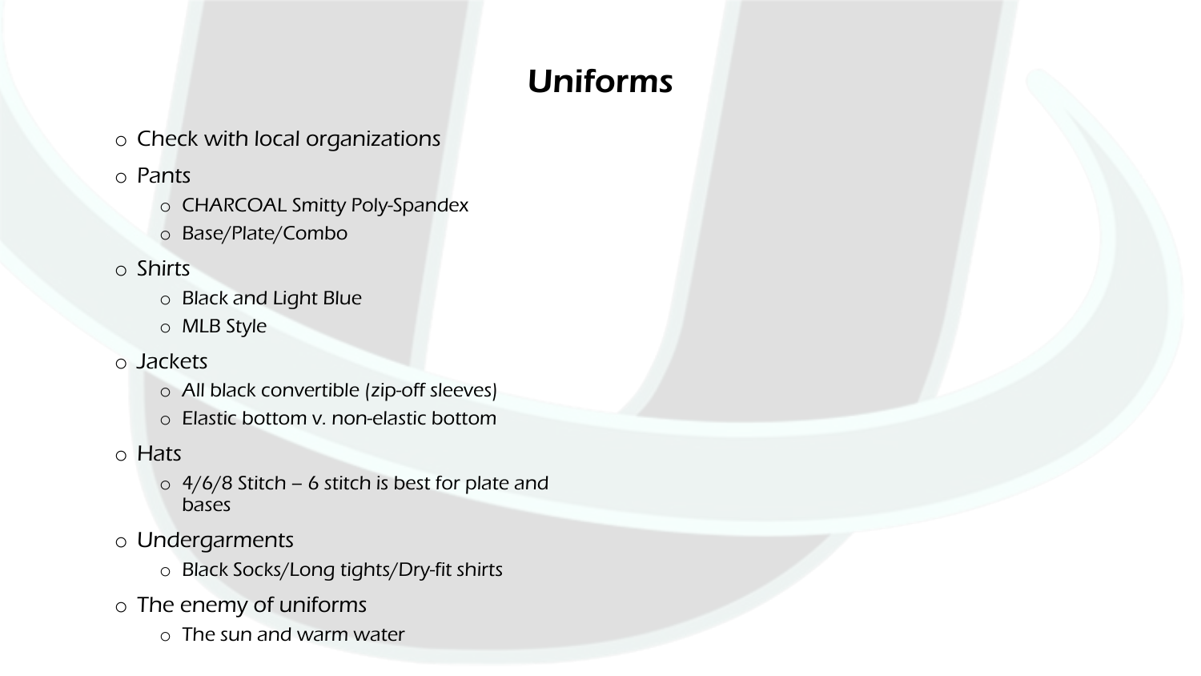## *Uniforms*

- Check with local organizations
- Pants
  - CHARCOAL Smitty Poly-Spandex
  - Base/Plate/Combo
- Shirts
  - Black and Light Blue
  - MLB Style
- Jackets
  - All black convertible (zip-off sleeves)
  - Elastic bottom v. non-elastic bottom
- Hats
  - 4/6/8 Stitch – 6 stitch is best for plate and bases
- Undergarments
  - Black Socks/Long tights/Dry-fit shirts
- The enemy of uniforms
  - The sun and warm water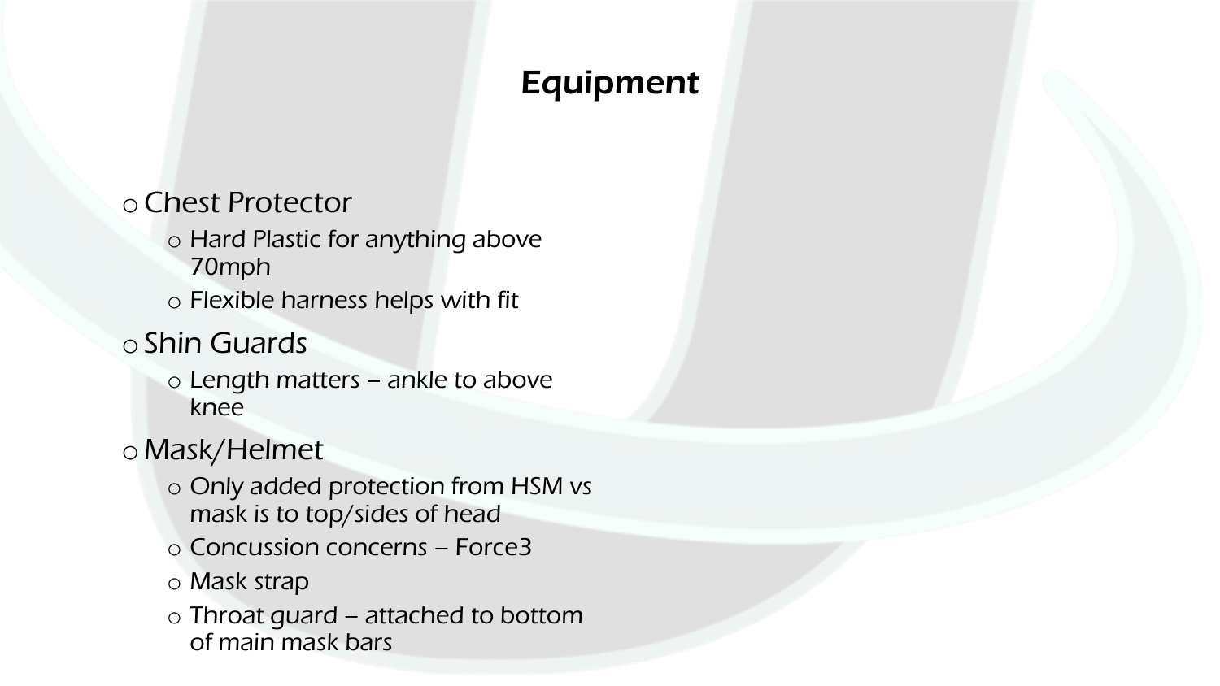## Equipment

- Chest Protector
  - Hard Plastic for anything above 70mph
  - Flexible harness helps with fit
- Shin Guards
  - Length matters – ankle to above knee
- Mask/Helmet
  - Only added protection from HSM vs mask is to top/sides of head
  - Concussion concerns – Force3
  - Mask strap
  - Throat guard – attached to bottom of main mask bars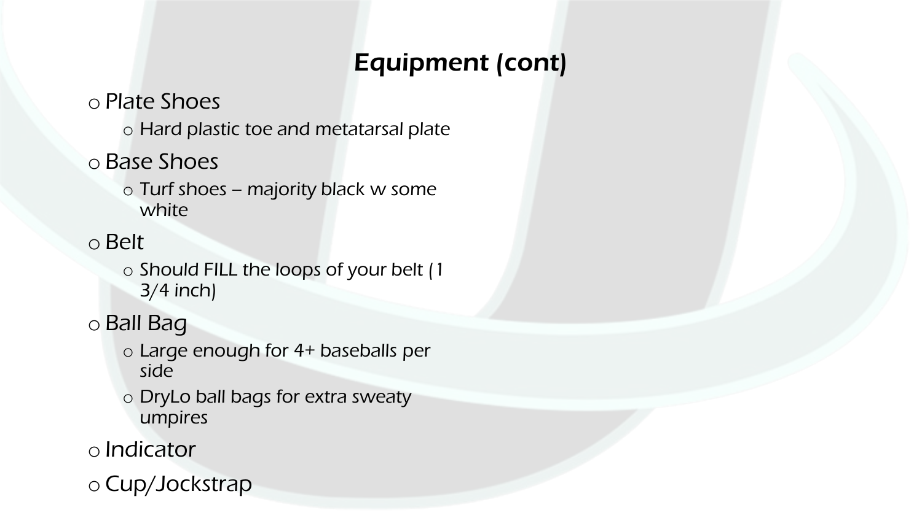## Equipment (cont)

- Plate Shoes
  - Hard plastic toe and metatarsal plate
- Base Shoes
  - Turf shoes – majority black w some white
- Belt
  - Should FILL the loops of your belt (1 3/4 inch)
- Ball Bag
  - Large enough for 4+ baseballs per side
  - DryLo ball bags for extra sweaty umpires
- Indicator
- Cup/Jockstrap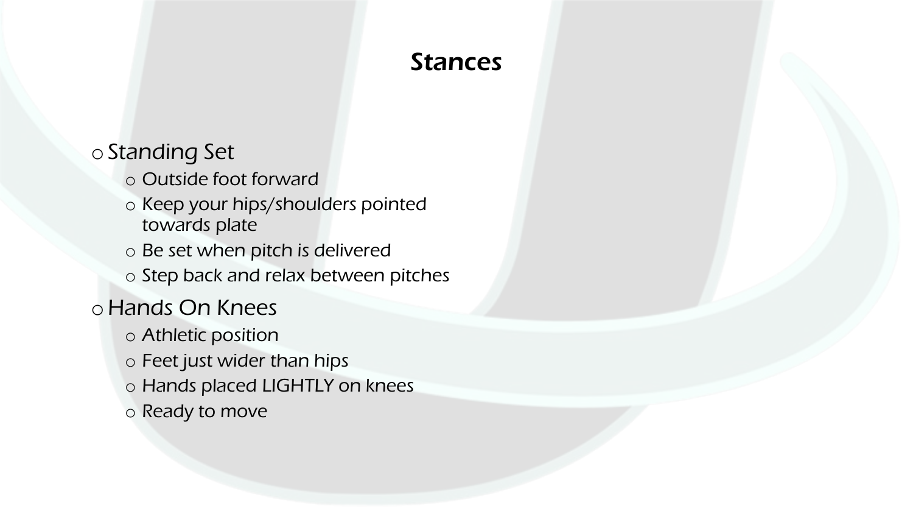# Stances

- Standing Set
  - Outside foot forward
  - Keep your hips/shoulders pointed towards plate
  - Be set when pitch is delivered
  - Step back and relax between pitches
- Hands On Knees
  - Athletic position
  - Feet just wider than hips
  - Hands placed LIGHTLY on knees
  - Ready to move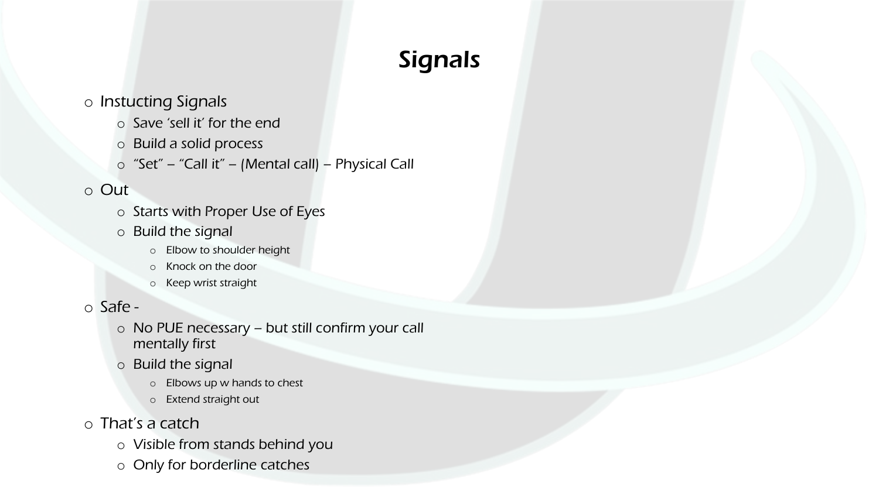## Signals

- Instucting Signals
  - Save 'sell it' for the end
  - Build a solid process
  - "Set" – "Call it" – (Mental call) – Physical Call
- Out
  - Starts with Proper Use of Eyes
  - Build the signal
    - Elbow to shoulder height
    - Knock on the door
    - Keep wrist straight
- Safe -
  - No PUE necessary – but still confirm your call mentally first
  - Build the signal
    - Elbows up w hands to chest
    - Extend straight out
- That's a catch
  - Visible from stands behind you
  - Only for borderline catches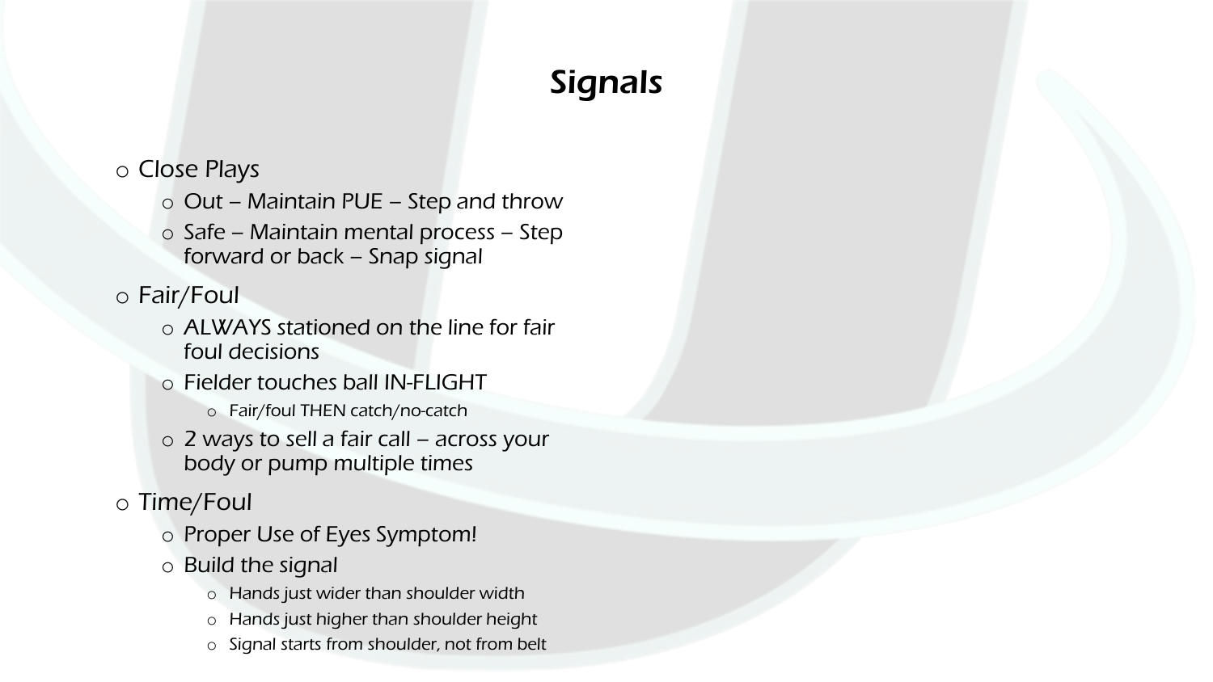## *Signals*

- Close Plays
  - Out – Maintain PUE – Step and throw
  - *Safe – Maintain mental process – Step forward or back – Snap signal*
- Fair/Foul
  - ALWAYS stationed on the line for fair foul decisions
  - Fielder touches ball IN-FLIGHT
    - Fair/foul THEN catch/no-catch
  - 2 ways to sell a fair call – across your body or pump multiple times
- Time/Foul
  - Proper Use of Eyes Symptom!
  - Build the signal
    - Hands just wider than shoulder width
    - Hands just higher than shoulder height
    - Signal starts from shoulder, not from belt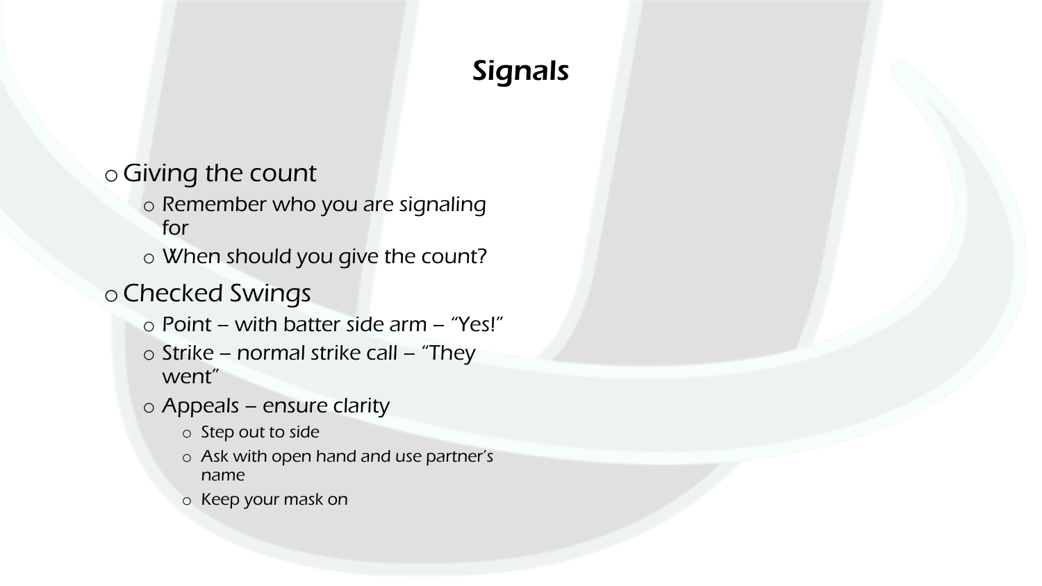# Signals

- Giving the count
  - Remember who you are signaling for
  - When should you give the count?
- Checked Swings
  - Point – with batter side arm – "Yes!"
  - Strike – normal strike call – "They went"
  - Appeals – ensure clarity
    - Step out to side
    - Ask with open hand and use partner's name
    - Keep your mask on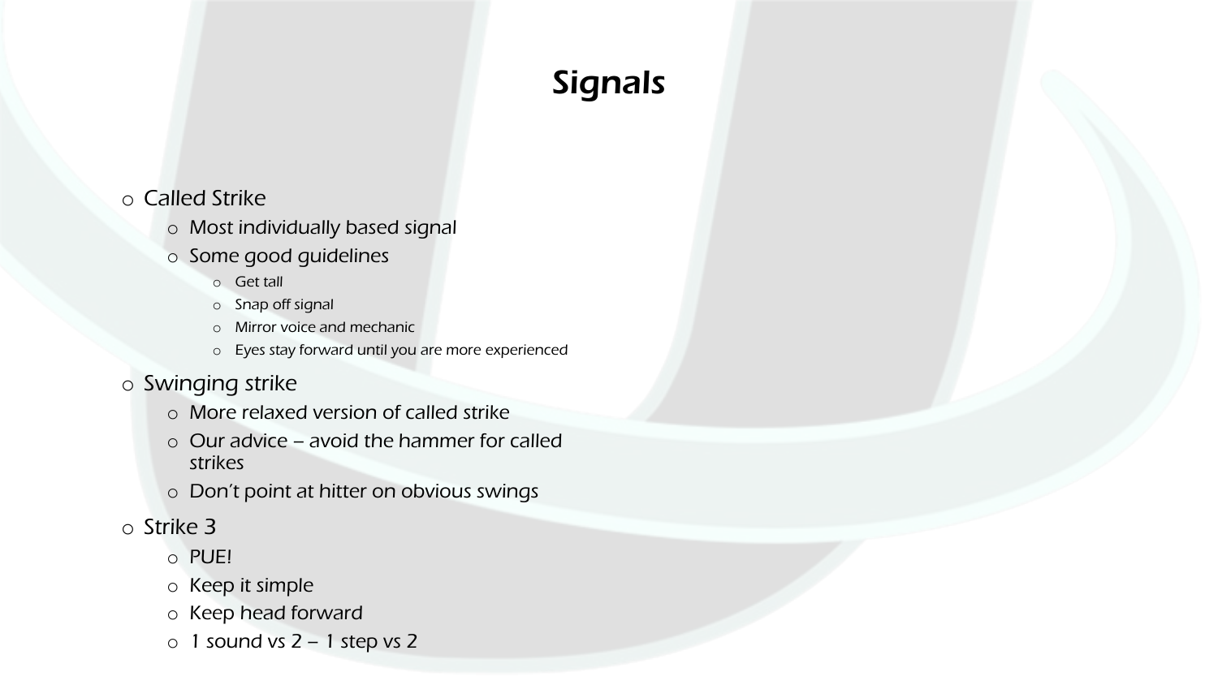# Signals

- Called Strike
  - Most individually based signal
  - Some good guidelines
    - Get tall
    - Snap off signal
    - Mirror voice and mechanic
    - Eyes stay forward until you are more experienced
- Swinging strike
  - More relaxed version of called strike
  - Our advice – avoid the hammer for called strikes
  - Don't point at hitter on obvious swings
- Strike 3
  - PUE!
  - Keep it simple
  - Keep head forward
  - 1 sound vs 2 – 1 step vs 2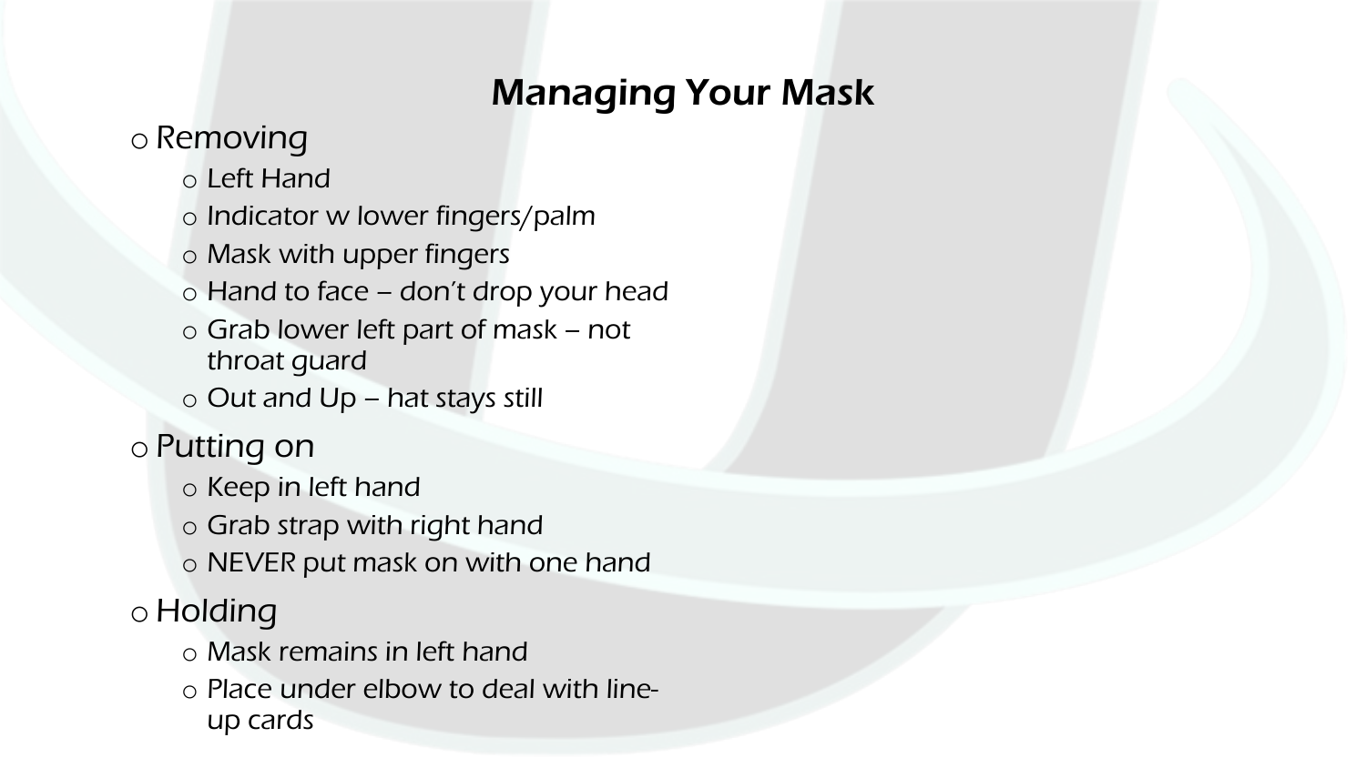## Managing Your Mask

- Removing
  - Left Hand
  - Indicator w lower fingers/palm
  - Mask with upper fingers
  - Hand to face – don't drop your head
  - Grab lower left part of mask – not throat guard
  - Out and Up – hat stays still
- Putting on
  - Keep in left hand
  - Grab strap with right hand
  - NEVER put mask on with one hand
- Holding
  - Mask remains in left hand
  - Place under elbow to deal with line-up cards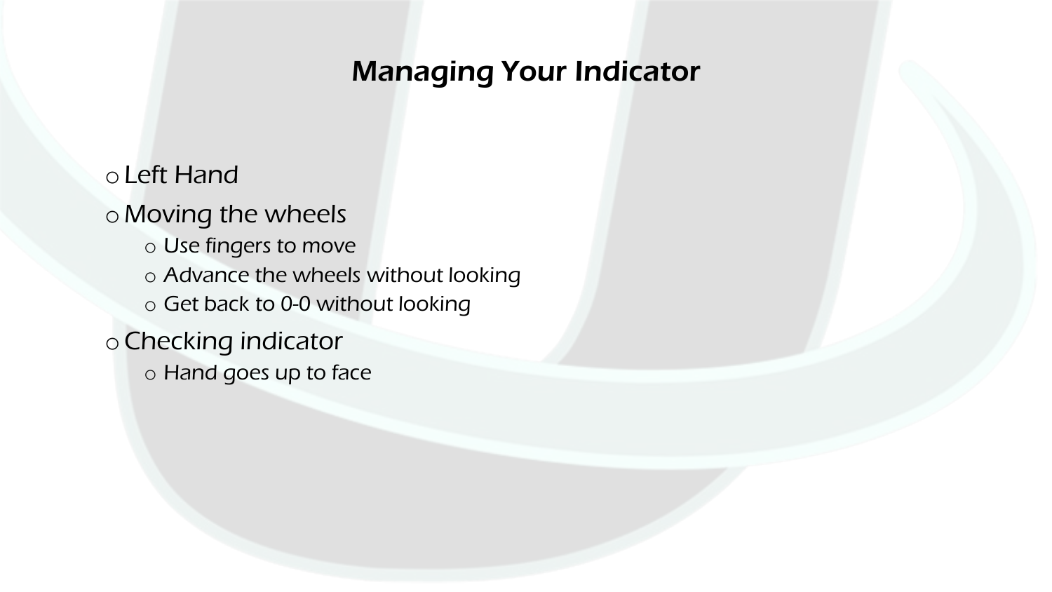# Managing Your Indicator

- Left Hand
- Moving the wheels
  - Use fingers to move
  - Advance the wheels without looking
  - Get back to 0-0 without looking
- Checking indicator
  - Hand goes up to face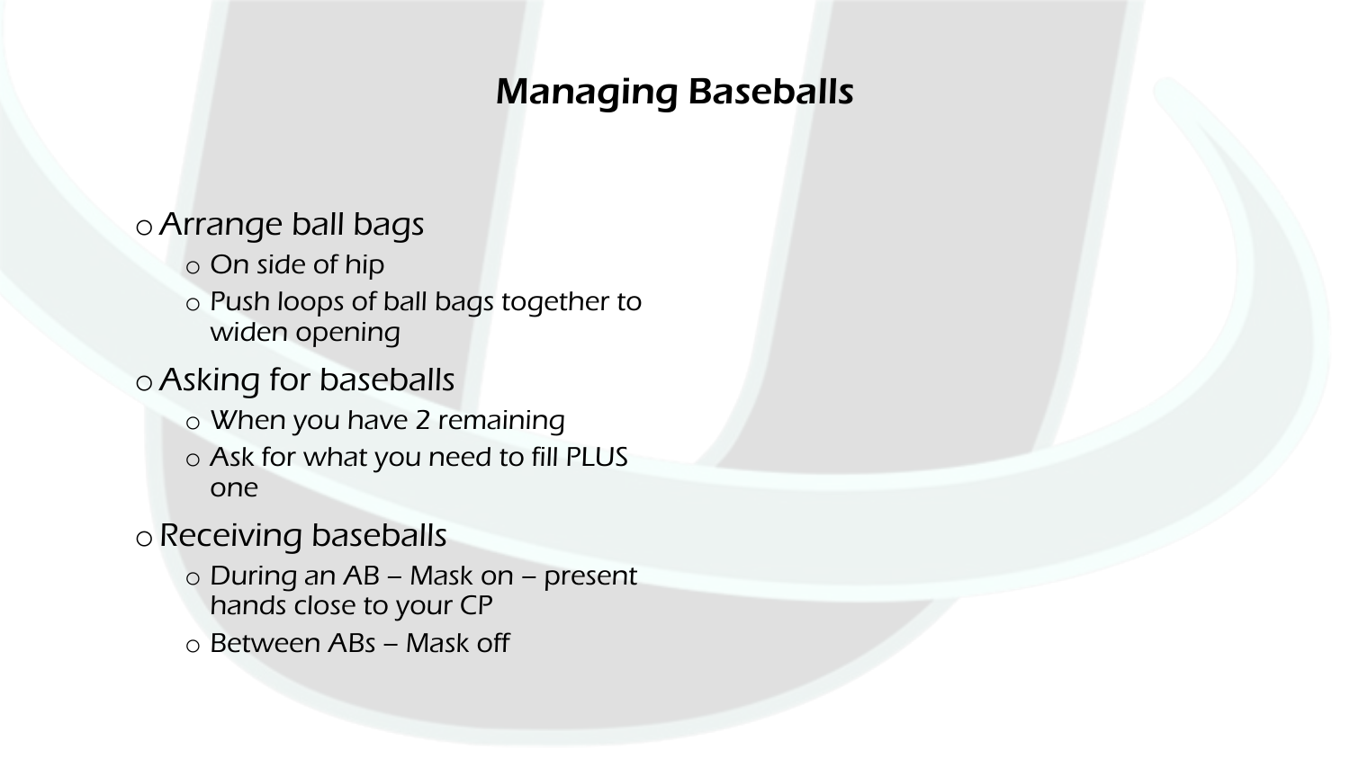# Managing Baseballs

- Arrange ball bags
  - On side of hip
  - Push loops of ball bags together to widen opening
- Asking for baseballs
  - When you have 2 remaining
  - Ask for what you need to fill PLUS one
- Receiving baseballs
  - During an AB – Mask on – present hands close to your CP
  - Between ABs – Mask off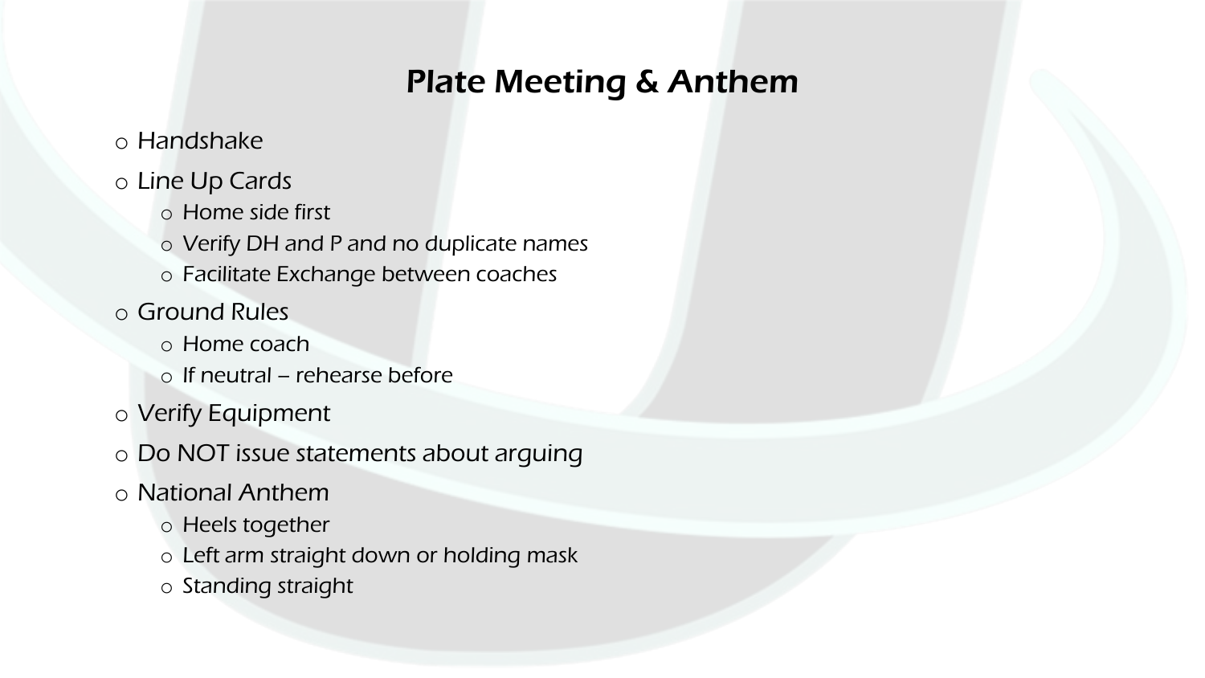# Plate Meeting & Anthem

- Handshake
- Line Up Cards
  - Home side first
  - Verify DH and P and no duplicate names
  - Facilitate Exchange between coaches
- Ground Rules
  - Home coach
  - If neutral – rehearse before
- Verify Equipment
- Do NOT issue statements about arguing
- National Anthem
  - Heels together
  - Left arm straight down or holding mask
  - Standing straight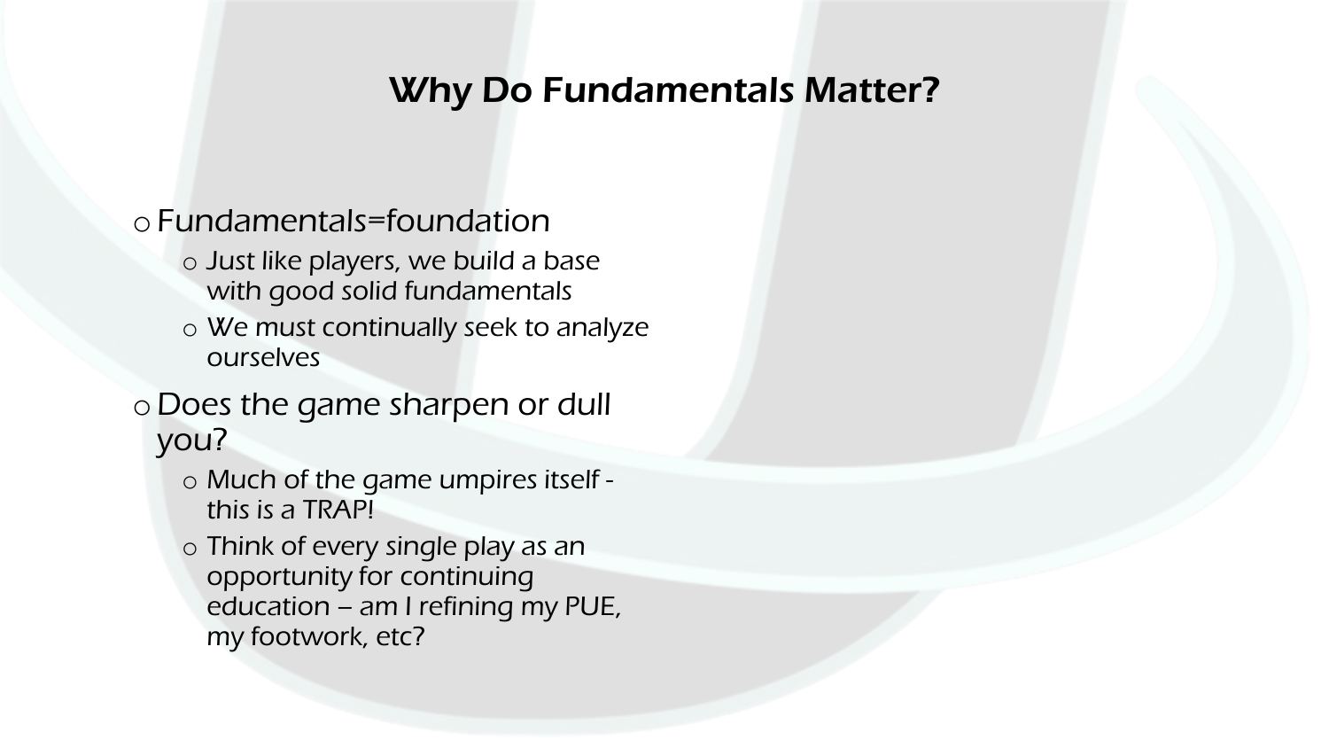# Why Do Fundamentals Matter?

- Fundamentals=foundation
  - Just like players, we build a base with good solid fundamentals
  - We must continually seek to analyze ourselves
- Does the game sharpen or dull you?
  - Much of the game umpires itself - this is a TRAP!
  - Think of every single play as an opportunity for continuing education – am I refining my PUE, my footwork, etc?